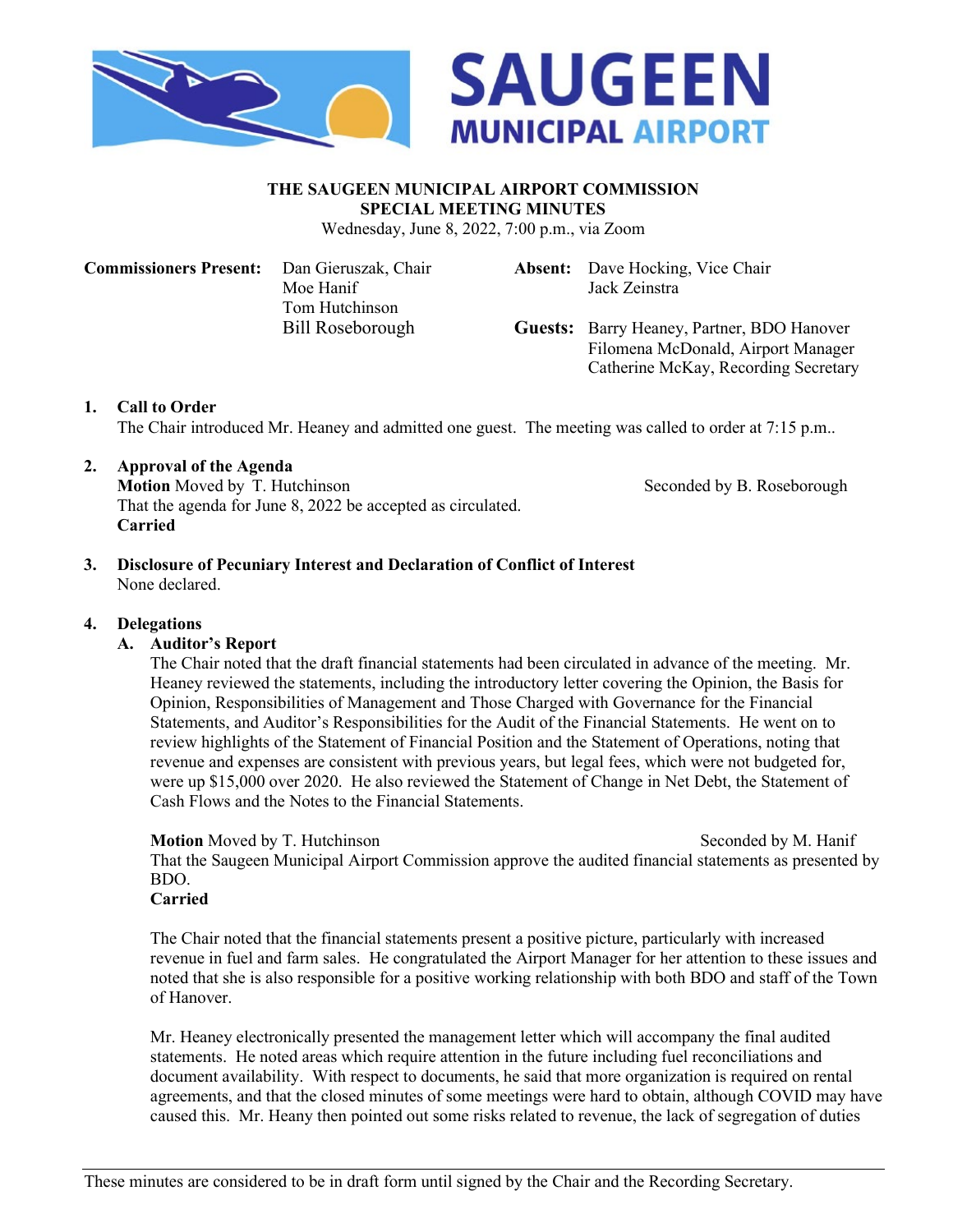SAUGEEN MUNICIPAL AIRPORT

# THE SAUGEEN MUNICIPAL AIRPORT COMMISSION
## SPECIAL MEETING MINUTES

Wednesday, June 8, 2022, 7:00 p.m., via Zoom

**Commissioners Present:** Dan Gieruszak, Chair; Moe Hanif; Tom Hutchinson; Bill Roseborough

**Absent:** Dave Hocking, Vice Chair; Jack Zeinstra

**Guests:** Barry Heaney, Partner, BDO Hanover; Filomena McDonald, Airport Manager; Catherine McKay, Recording Secretary

**1. Call to Order**

The Chair introduced Mr. Heaney and admitted one guest. The meeting was called to order at 7:15 p.m..

**2. Approval of the Agenda**

**Motion** Moved by T. Hutchinson — Seconded by B. Roseborough

That the agenda for June 8, 2022 be accepted as circulated.

**Carried**

**3. Disclosure of Pecuniary Interest and Declaration of Conflict of Interest**

None declared.

**4. Delegations**

**A. Auditor's Report**

The Chair noted that the draft financial statements had been circulated in advance of the meeting. Mr. Heaney reviewed the statements, including the introductory letter covering the Opinion, the Basis for Opinion, Responsibilities of Management and Those Charged with Governance for the Financial Statements, and Auditor's Responsibilities for the Audit of the Financial Statements. He went on to review highlights of the Statement of Financial Position and the Statement of Operations, noting that revenue and expenses are consistent with previous years, but legal fees, which were not budgeted for, were up $15,000 over 2020. He also reviewed the Statement of Change in Net Debt, the Statement of Cash Flows and the Notes to the Financial Statements.

**Motion** Moved by T. Hutchinson — Seconded by M. Hanif

That the Saugeen Municipal Airport Commission approve the audited financial statements as presented by BDO.

**Carried**

The Chair noted that the financial statements present a positive picture, particularly with increased revenue in fuel and farm sales. He congratulated the Airport Manager for her attention to these issues and noted that she is also responsible for a positive working relationship with both BDO and staff of the Town of Hanover.

Mr. Heaney electronically presented the management letter which will accompany the final audited statements. He noted areas which require attention in the future including fuel reconciliations and document availability. With respect to documents, he said that more organization is required on rental agreements, and that the closed minutes of some meetings were hard to obtain, although COVID may have caused this. Mr. Heany then pointed out some risks related to revenue, the lack of segregation of duties

These minutes are considered to be in draft form until signed by the Chair and the Recording Secretary.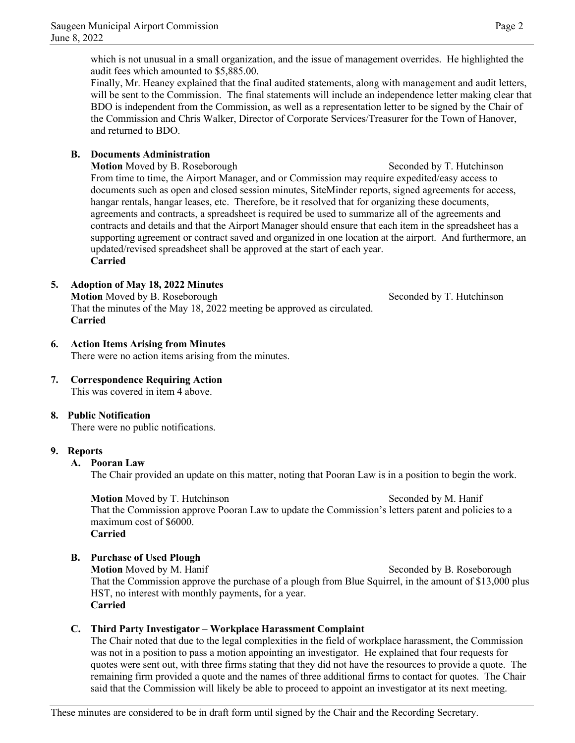which is not unusual in a small organization, and the issue of management overrides. He highlighted the audit fees which amounted to $5,885.00.

Finally, Mr. Heaney explained that the final audited statements, along with management and audit letters, will be sent to the Commission. The final statements will include an independence letter making clear that BDO is independent from the Commission, as well as a representation letter to be signed by the Chair of the Commission and Chris Walker, Director of Corporate Services/Treasurer for the Town of Hanover, and returned to BDO.

**B. Documents Administration**

**Motion** Moved by B. Roseborough Seconded by T. Hutchinson

From time to time, the Airport Manager, and or Commission may require expedited/easy access to documents such as open and closed session minutes, SiteMinder reports, signed agreements for access, hangar rentals, hangar leases, etc. Therefore, be it resolved that for organizing these documents, agreements and contracts, a spreadsheet is required be used to summarize all of the agreements and contracts and details and that the Airport Manager should ensure that each item in the spreadsheet has a supporting agreement or contract saved and organized in one location at the airport. And furthermore, an updated/revised spreadsheet shall be approved at the start of each year.

**Carried**

**5. Adoption of May 18, 2022 Minutes**

**Motion** Moved by B. Roseborough Seconded by T. Hutchinson

That the minutes of the May 18, 2022 meeting be approved as circulated.

**Carried**

**6. Action Items Arising from Minutes**

There were no action items arising from the minutes.

**7. Correspondence Requiring Action**

This was covered in item 4 above.

**8. Public Notification**

There were no public notifications.

**9. Reports**

**A. Pooran Law**

The Chair provided an update on this matter, noting that Pooran Law is in a position to begin the work.

**Motion** Moved by T. Hutchinson Seconded by M. Hanif

That the Commission approve Pooran Law to update the Commission's letters patent and policies to a maximum cost of $6000.

**Carried**

**B. Purchase of Used Plough**

**Motion** Moved by M. Hanif Seconded by B. Roseborough

That the Commission approve the purchase of a plough from Blue Squirrel, in the amount of $13,000 plus HST, no interest with monthly payments, for a year.

**Carried**

**C. Third Party Investigator – Workplace Harassment Complaint**

The Chair noted that due to the legal complexities in the field of workplace harassment, the Commission was not in a position to pass a motion appointing an investigator. He explained that four requests for quotes were sent out, with three firms stating that they did not have the resources to provide a quote. The remaining firm provided a quote and the names of three additional firms to contact for quotes. The Chair said that the Commission will likely be able to proceed to appoint an investigator at its next meeting.

These minutes are considered to be in draft form until signed by the Chair and the Recording Secretary.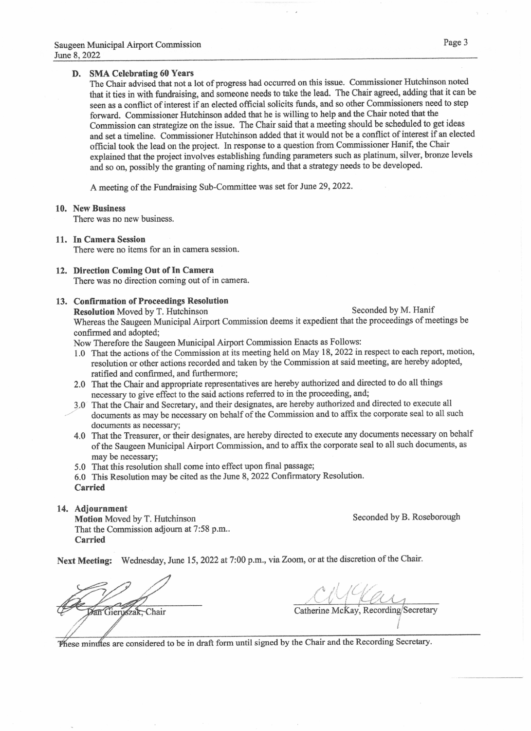**D. SMA Celebrating 60 Years**

The Chair advised that not a lot of progress had occurred on this issue. Commissioner Hutchinson noted that it ties in with fundraising, and someone needs to take the lead. The Chair agreed, adding that it can be seen as a conflict of interest if an elected official solicits funds, and so other Commissioners need to step forward. Commissioner Hutchinson added that he is willing to help and the Chair noted that the Commission can strategize on the issue. The Chair said that a meeting should be scheduled to get ideas and set a timeline. Commissioner Hutchinson added that it would not be a conflict of interest if an elected official took the lead on the project. In response to a question from Commissioner Hanif, the Chair explained that the project involves establishing funding parameters such as platinum, silver, bronze levels and so on, possibly the granting of naming rights, and that a strategy needs to be developed.

A meeting of the Fundraising Sub-Committee was set for June 29, 2022.

**10. New Business**

There was no new business.

**11. In Camera Session**

There were no items for an in camera session.

**12. Direction Coming Out of In Camera**

There was no direction coming out of in camera.

**13. Confirmation of Proceedings Resolution**

**Resolution** Moved by T. Hutchinson — Seconded by M. Hanif

Whereas the Saugeen Municipal Airport Commission deems it expedient that the proceedings of meetings be confirmed and adopted;

Now Therefore the Saugeen Municipal Airport Commission Enacts as Follows:

1.0 That the actions of the Commission at its meeting held on May 18, 2022 in respect to each report, motion, resolution or other actions recorded and taken by the Commission at said meeting, are hereby adopted, ratified and confirmed, and furthermore;

2.0 That the Chair and appropriate representatives are hereby authorized and directed to do all things necessary to give effect to the said actions referred to in the proceeding, and;

3.0 That the Chair and Secretary, and their designates, are hereby authorized and directed to execute all documents as may be necessary on behalf of the Commission and to affix the corporate seal to all such documents as necessary;

4.0 That the Treasurer, or their designates, are hereby directed to execute any documents necessary on behalf of the Saugeen Municipal Airport Commission, and to affix the corporate seal to all such documents, as may be necessary;

5.0 That this resolution shall come into effect upon final passage;

6.0 This Resolution may be cited as the June 8, 2022 Confirmatory Resolution.

**Carried**

**14. Adjournment**

**Motion** Moved by T. Hutchinson — Seconded by B. Roseborough

That the Commission adjourn at 7:58 p.m..

**Carried**

**Next Meeting:** Wednesday, June 15, 2022 at 7:00 p.m., via Zoom, or at the discretion of the Chair.

Dan Gieruszak, Chair

Catherine McKay, Recording Secretary

These minutes are considered to be in draft form until signed by the Chair and the Recording Secretary.